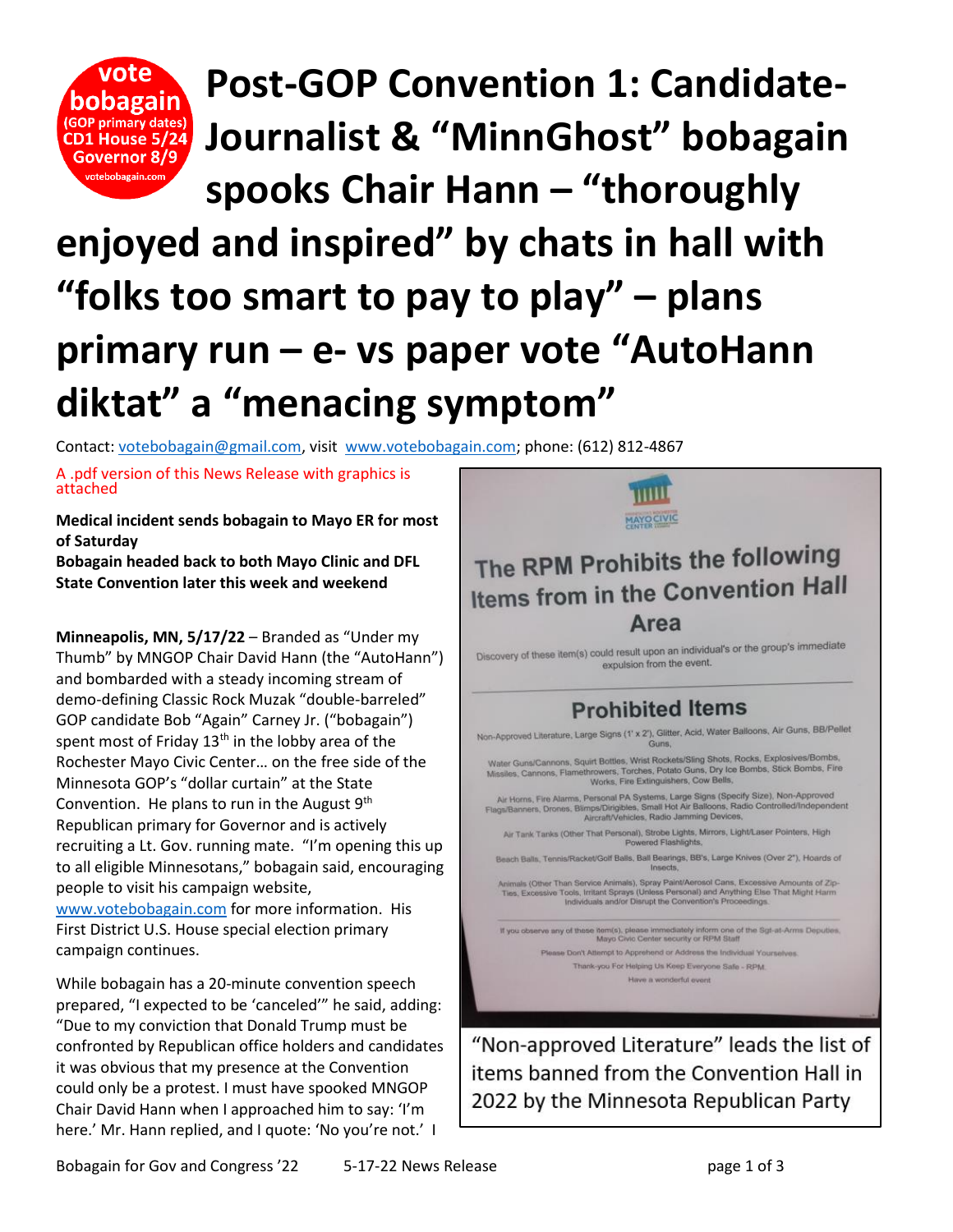vote bobagain (GOP primary dates) CD1 House 5/24 Governor 8/9 votebobagain.com

# Post-GOP Convention 1: Candidate-Journalist & "MinnGhost" bobagain spooks Chair Hann – "thoroughly enjoyed and inspired" by chats in hall with "folks too smart to pay to play" – plans primary run – e- vs paper vote "AutoHann diktat" a "menacing symptom"

Contact: votebobagain@gmail.com, visit www.votebobagain.com; phone: (612) 812-4867

A .pdf version of this News Release with graphics is attached

**Medical incident sends bobagain to Mayo ER for most of Saturday**
**Bobagain headed back to both Mayo Clinic and DFL State Convention later this week and weekend**

**Minneapolis, MN, 5/17/22** – Branded as "Under my Thumb" by MNGOP Chair David Hann (the "AutoHann") and bombarded with a steady incoming stream of demo-defining Classic Rock Muzak "double-barreled" GOP candidate Bob "Again" Carney Jr. ("bobagain") spent most of Friday 13th in the lobby area of the Rochester Mayo Civic Center… on the free side of the Minnesota GOP's "dollar curtain" at the State Convention. He plans to run in the August 9th Republican primary for Governor and is actively recruiting a Lt. Gov. running mate. "I'm opening this up to all eligible Minnesotans," bobagain said, encouraging people to visit his campaign website, www.votebobagain.com for more information. His First District U.S. House special election primary campaign continues.

While bobagain has a 20-minute convention speech prepared, "I expected to be 'canceled'" he said, adding: "Due to my conviction that Donald Trump must be confronted by Republican office holders and candidates it was obvious that my presence at the Convention could only be a protest. I must have spooked MNGOP Chair David Hann when I approached him to say: 'I'm here.' Mr. Hann replied, and I quote: 'No you're not.' I

MAYO CIVIC CENTER

## The RPM Prohibits the following Items from in the Convention Hall Area

Discovery of these item(s) could result upon an individual's or the group's immediate expulsion from the event.

### Prohibited Items

Non-Approved Literature, Large Signs (1' x 2'), Glitter, Acid, Water Balloons, Air Guns, BB/Pellet Guns,

Water Guns/Cannons, Squirt Bottles, Wrist Rockets/Sling Shots, Rocks, Explosives/Bombs, Missiles, Cannons, Flamethrowers, Torches, Potato Guns, Dry Ice Bombs, Stick Bombs, Fire Works, Fire Extinguishers, Cow Bells,

Air Horns, Fire Alarms, Personal PA Systems, Large Signs (Specify Size), Non-Approved Flags/Banners, Drones, Blimps/Dirigibles, Small Hot Air Balloons, Radio Controlled/Independent Aircraft/Vehicles, Radio Jamming Devices,

Air Tank Tanks (Other That Personal), Strobe Lights, Mirrors, Light/Laser Pointers, High Powered Flashlights,

Beach Balls, Tennis/Racket/Golf Balls, Ball Bearings, BB's, Large Knives (Over 2"), Hoards of Insects,

Animals (Other Than Service Animals), Spray Paint/Aerosol Cans, Excessive Amounts of Zip-Ties, Excessive Tools, Irritant Sprays (Unless Personal) and Anything Else That Might Harm Individuals and/or Disrupt the Convention's Proceedings.

If you observe any of these item(s), please immediately inform one of the Sgt-at-Arms Deputies, Mayo Civic Center security or RPM Staff

Please Don't Attempt to Apprehend or Address the Individual Yourselves.

Thank-you For Helping Us Keep Everyone Safe - RPM.

Have a wonderful event

"Non-approved Literature" leads the list of items banned from the Convention Hall in 2022 by the Minnesota Republican Party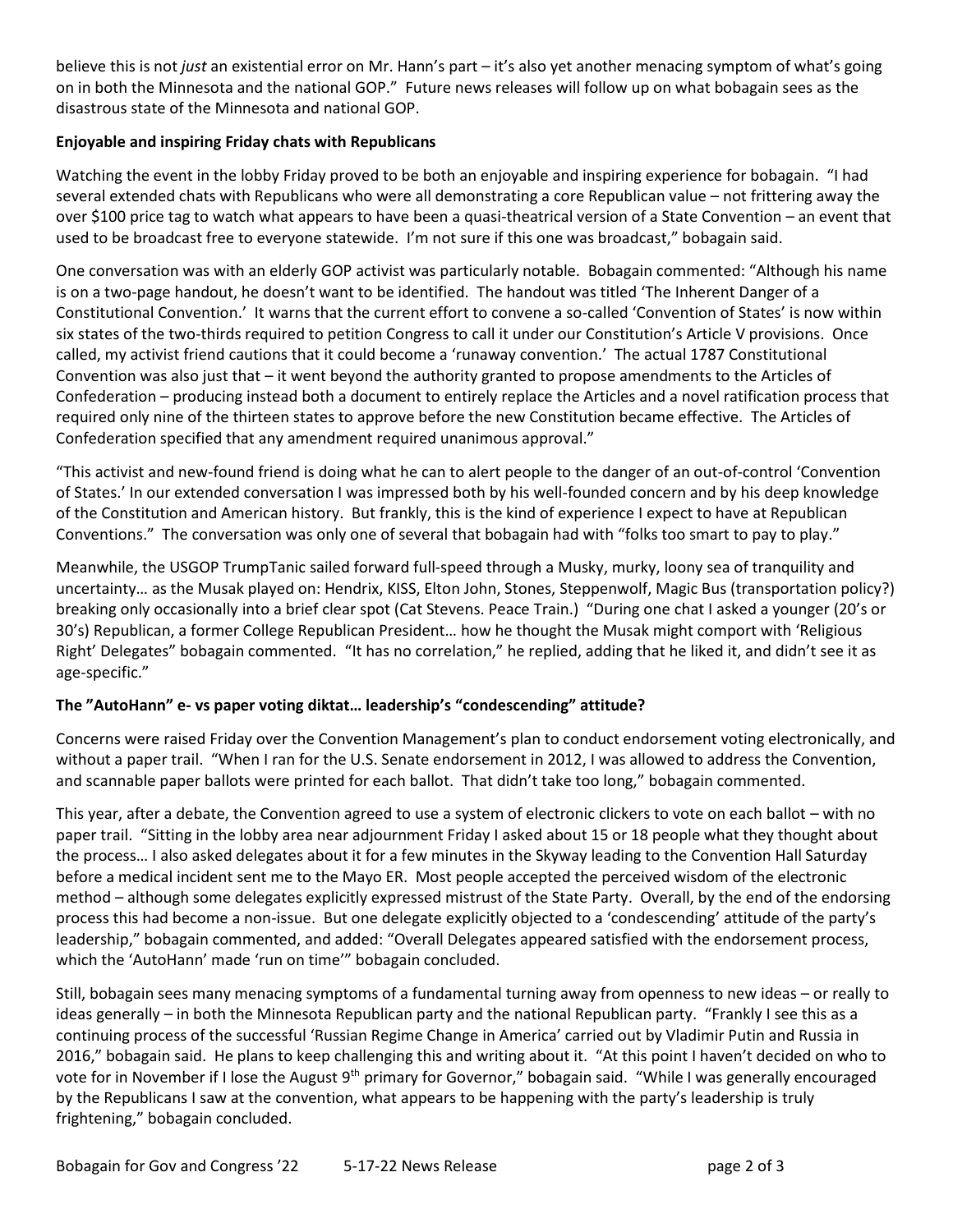believe this is not *just* an existential error on Mr. Hann's part – it's also yet another menacing symptom of what's going on in both the Minnesota and the national GOP." Future news releases will follow up on what bobagain sees as the disastrous state of the Minnesota and national GOP.

**Enjoyable and inspiring Friday chats with Republicans**

Watching the event in the lobby Friday proved to be both an enjoyable and inspiring experience for bobagain. "I had several extended chats with Republicans who were all demonstrating a core Republican value – not frittering away the over $100 price tag to watch what appears to have been a quasi-theatrical version of a State Convention – an event that used to be broadcast free to everyone statewide. I'm not sure if this one was broadcast," bobagain said.

One conversation was with an elderly GOP activist was particularly notable. Bobagain commented: "Although his name is on a two-page handout, he doesn't want to be identified. The handout was titled 'The Inherent Danger of a Constitutional Convention.' It warns that the current effort to convene a so-called 'Convention of States' is now within six states of the two-thirds required to petition Congress to call it under our Constitution's Article V provisions. Once called, my activist friend cautions that it could become a 'runaway convention.' The actual 1787 Constitutional Convention was also just that – it went beyond the authority granted to propose amendments to the Articles of Confederation – producing instead both a document to entirely replace the Articles and a novel ratification process that required only nine of the thirteen states to approve before the new Constitution became effective. The Articles of Confederation specified that any amendment required unanimous approval."

"This activist and new-found friend is doing what he can to alert people to the danger of an out-of-control 'Convention of States.' In our extended conversation I was impressed both by his well-founded concern and by his deep knowledge of the Constitution and American history. But frankly, this is the kind of experience I expect to have at Republican Conventions." The conversation was only one of several that bobagain had with "folks too smart to pay to play."

Meanwhile, the USGOP TrumpTanic sailed forward full-speed through a Musky, murky, loony sea of tranquility and uncertainty… as the Musak played on: Hendrix, KISS, Elton John, Stones, Steppenwolf, Magic Bus (transportation policy?) breaking only occasionally into a brief clear spot (Cat Stevens. Peace Train.) "During one chat I asked a younger (20's or 30's) Republican, a former College Republican President… how he thought the Musak might comport with 'Religious Right' Delegates" bobagain commented. "It has no correlation," he replied, adding that he liked it, and didn't see it as age-specific."

**The "AutoHann" e- vs paper voting diktat… leadership's "condescending" attitude?**

Concerns were raised Friday over the Convention Management's plan to conduct endorsement voting electronically, and without a paper trail. "When I ran for the U.S. Senate endorsement in 2012, I was allowed to address the Convention, and scannable paper ballots were printed for each ballot. That didn't take too long," bobagain commented.

This year, after a debate, the Convention agreed to use a system of electronic clickers to vote on each ballot – with no paper trail. "Sitting in the lobby area near adjournment Friday I asked about 15 or 18 people what they thought about the process… I also asked delegates about it for a few minutes in the Skyway leading to the Convention Hall Saturday before a medical incident sent me to the Mayo ER. Most people accepted the perceived wisdom of the electronic method – although some delegates explicitly expressed mistrust of the State Party. Overall, by the end of the endorsing process this had become a non-issue. But one delegate explicitly objected to a 'condescending' attitude of the party's leadership," bobagain commented, and added: "Overall Delegates appeared satisfied with the endorsement process, which the 'AutoHann' made 'run on time'" bobagain concluded.

Still, bobagain sees many menacing symptoms of a fundamental turning away from openness to new ideas – or really to ideas generally – in both the Minnesota Republican party and the national Republican party. "Frankly I see this as a continuing process of the successful 'Russian Regime Change in America' carried out by Vladimir Putin and Russia in 2016," bobagain said. He plans to keep challenging this and writing about it. "At this point I haven't decided on who to vote for in November if I lose the August 9th primary for Governor," bobagain said. "While I was generally encouraged by the Republicans I saw at the convention, what appears to be happening with the party's leadership is truly frightening," bobagain concluded.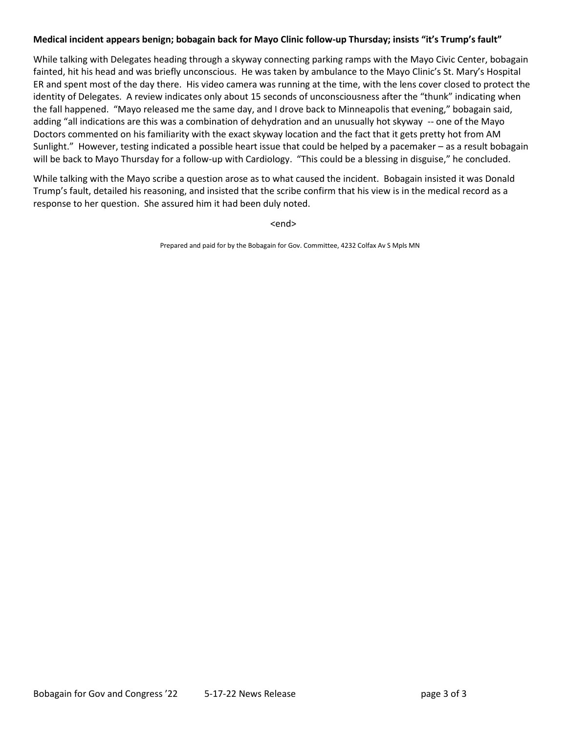**Medical incident appears benign; bobagain back for Mayo Clinic follow-up Thursday; insists "it's Trump's fault"**

While talking with Delegates heading through a skyway connecting parking ramps with the Mayo Civic Center, bobagain fainted, hit his head and was briefly unconscious. He was taken by ambulance to the Mayo Clinic's St. Mary's Hospital ER and spent most of the day there. His video camera was running at the time, with the lens cover closed to protect the identity of Delegates. A review indicates only about 15 seconds of unconsciousness after the "thunk" indicating when the fall happened. "Mayo released me the same day, and I drove back to Minneapolis that evening," bobagain said, adding "all indications are this was a combination of dehydration and an unusually hot skyway -- one of the Mayo Doctors commented on his familiarity with the exact skyway location and the fact that it gets pretty hot from AM Sunlight." However, testing indicated a possible heart issue that could be helped by a pacemaker – as a result bobagain will be back to Mayo Thursday for a follow-up with Cardiology. "This could be a blessing in disguise," he concluded.

While talking with the Mayo scribe a question arose as to what caused the incident. Bobagain insisted it was Donald Trump's fault, detailed his reasoning, and insisted that the scribe confirm that his view is in the medical record as a response to her question. She assured him it had been duly noted.

<end>

Prepared and paid for by the Bobagain for Gov. Committee, 4232 Colfax Av S Mpls MN